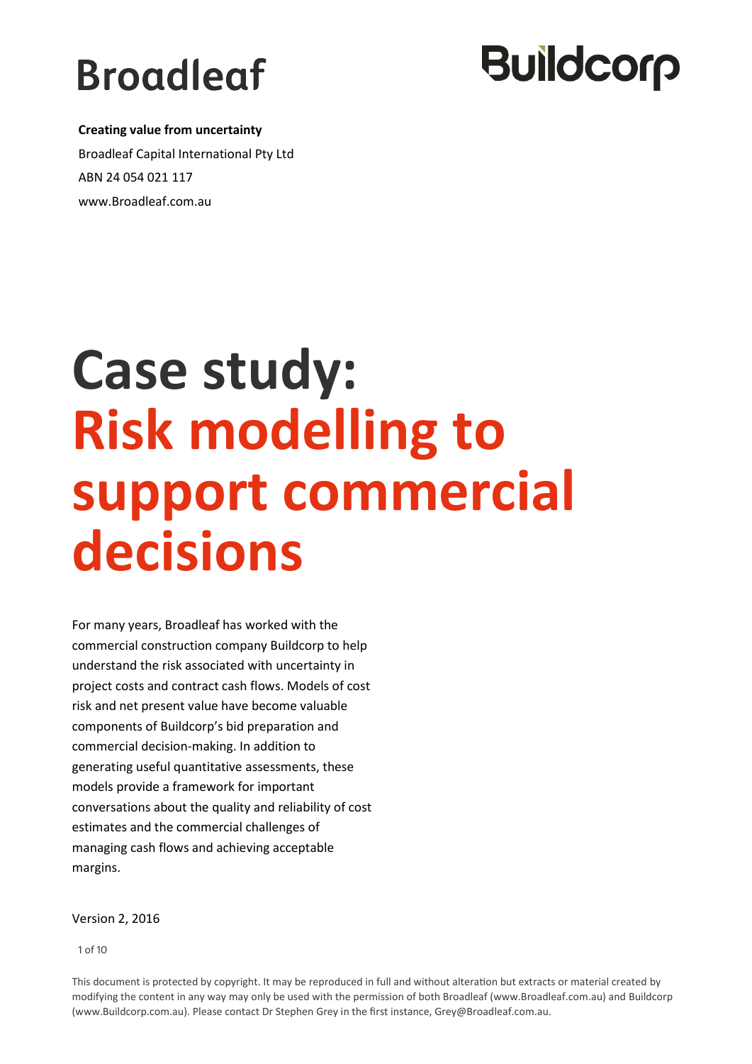Broadleaf

Buildcorp

**Creating value from uncertainty**

Broadleaf Capital International Pty Ltd

ABN 24 054 021 117

www.Broadleaf.com.au

# Case study: Risk modelling to support commercial decisions

For many years, Broadleaf has worked with the commercial construction company Buildcorp to help understand the risk associated with uncertainty in project costs and contract cash flows. Models of cost risk and net present value have become valuable components of Buildcorp's bid preparation and commercial decision-making. In addition to generating useful quantitative assessments, these models provide a framework for important conversations about the quality and reliability of cost estimates and the commercial challenges of managing cash flows and achieving acceptable margins.

Version 2, 2016

This document is protected by copyright. It may be reproduced in full and without alteration but extracts or material created by modifying the content in any way may only be used with the permission of both Broadleaf (www.Broadleaf.com.au) and Buildcorp (www.Buildcorp.com.au). Please contact Dr Stephen Grey in the first instance, Grey@Broadleaf.com.au.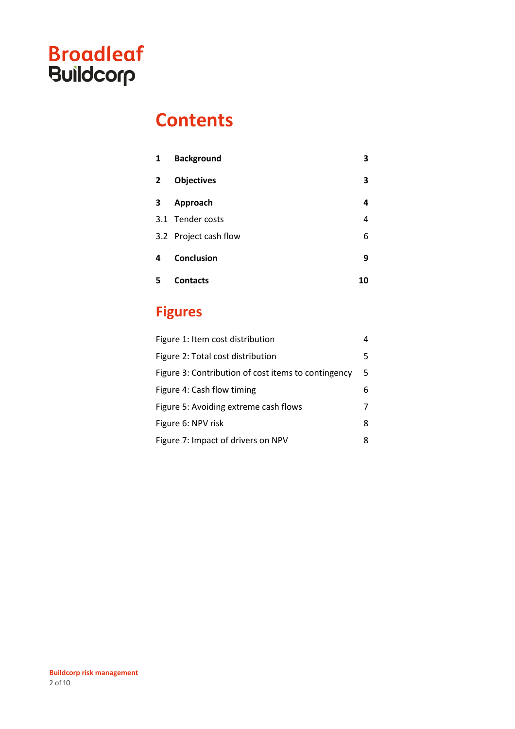Broadleaf Buildcorp

# Contents

| | | |
|---|---|---|
| **1** | **Background** | **3** |
| **2** | **Objectives** | **3** |
| **3** | **Approach** | **4** |
| 3.1 | Tender costs | 4 |
| 3.2 | Project cash flow | 6 |
| **4** | **Conclusion** | **9** |
| **5** | **Contacts** | **10** |

# Figures

| | |
|---|---|
| Figure 1: Item cost distribution | 4 |
| Figure 2: Total cost distribution | 5 |
| Figure 3: Contribution of cost items to contingency | 5 |
| Figure 4: Cash flow timing | 6 |
| Figure 5: Avoiding extreme cash flows | 7 |
| Figure 6: NPV risk | 8 |
| Figure 7: Impact of drivers on NPV | 8 |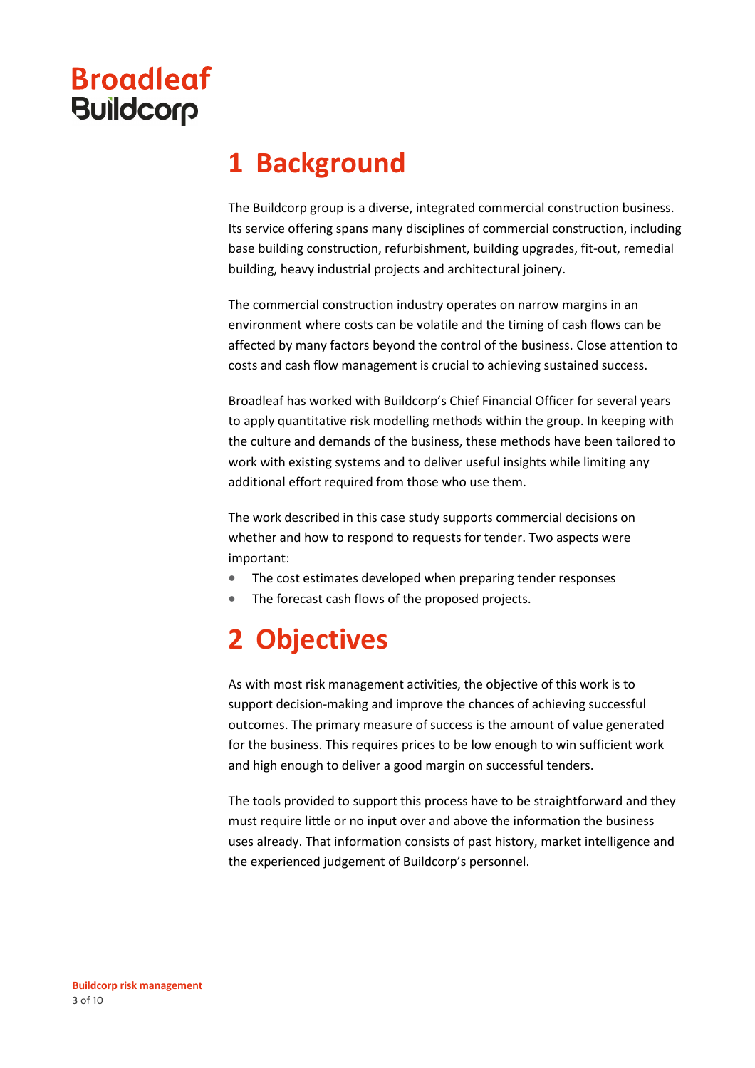# 1 Background

The Buildcorp group is a diverse, integrated commercial construction business. Its service offering spans many disciplines of commercial construction, including base building construction, refurbishment, building upgrades, fit-out, remedial building, heavy industrial projects and architectural joinery.

The commercial construction industry operates on narrow margins in an environment where costs can be volatile and the timing of cash flows can be affected by many factors beyond the control of the business. Close attention to costs and cash flow management is crucial to achieving sustained success.

Broadleaf has worked with Buildcorp's Chief Financial Officer for several years to apply quantitative risk modelling methods within the group. In keeping with the culture and demands of the business, these methods have been tailored to work with existing systems and to deliver useful insights while limiting any additional effort required from those who use them.

The work described in this case study supports commercial decisions on whether and how to respond to requests for tender. Two aspects were important:

- The cost estimates developed when preparing tender responses
- The forecast cash flows of the proposed projects.

# 2 Objectives

As with most risk management activities, the objective of this work is to support decision-making and improve the chances of achieving successful outcomes. The primary measure of success is the amount of value generated for the business. This requires prices to be low enough to win sufficient work and high enough to deliver a good margin on successful tenders.

The tools provided to support this process have to be straightforward and they must require little or no input over and above the information the business uses already. That information consists of past history, market intelligence and the experienced judgement of Buildcorp's personnel.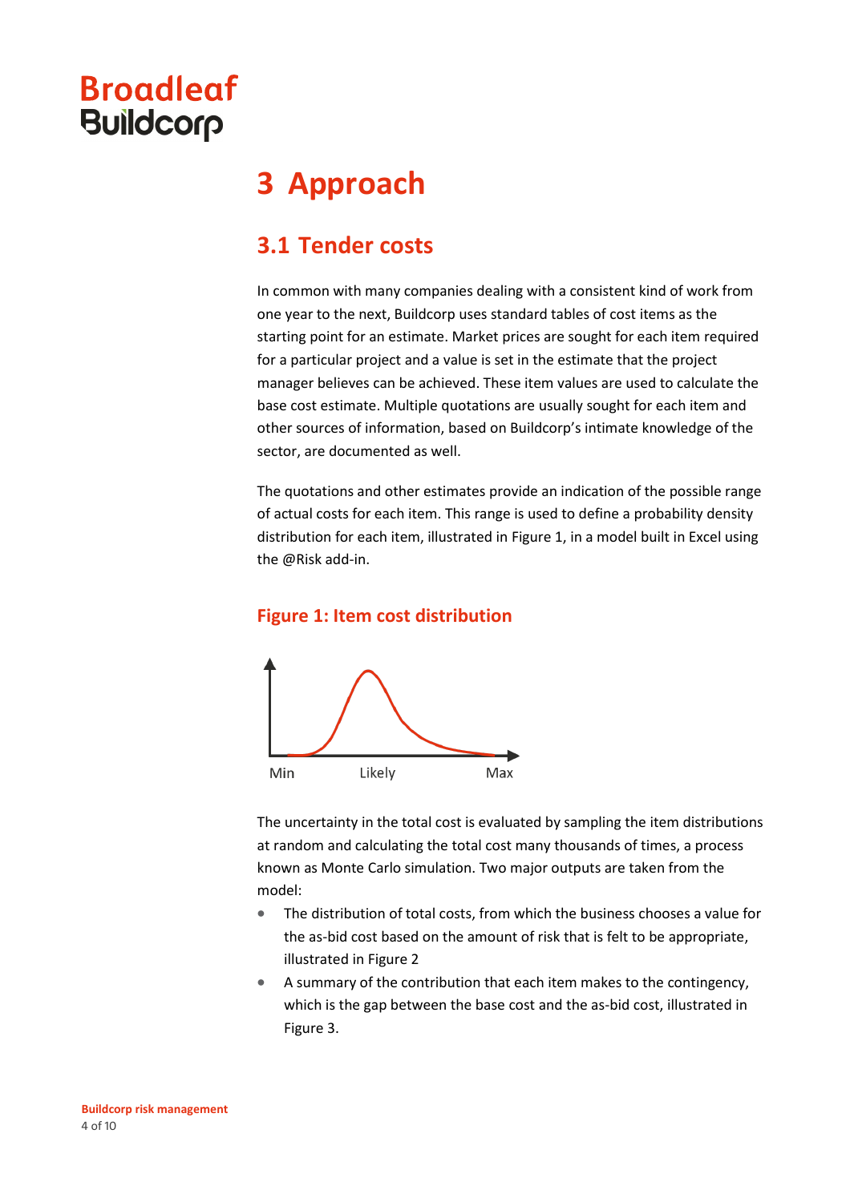# 3 Approach

## 3.1 Tender costs

In common with many companies dealing with a consistent kind of work from one year to the next, Buildcorp uses standard tables of cost items as the starting point for an estimate. Market prices are sought for each item required for a particular project and a value is set in the estimate that the project manager believes can be achieved. These item values are used to calculate the base cost estimate. Multiple quotations are usually sought for each item and other sources of information, based on Buildcorp's intimate knowledge of the sector, are documented as well.

The quotations and other estimates provide an indication of the possible range of actual costs for each item. This range is used to define a probability density distribution for each item, illustrated in Figure 1, in a model built in Excel using the @Risk add-in.

### Figure 1: Item cost distribution

Min Likely Max

The uncertainty in the total cost is evaluated by sampling the item distributions at random and calculating the total cost many thousands of times, a process known as Monte Carlo simulation. Two major outputs are taken from the model:

- The distribution of total costs, from which the business chooses a value for the as-bid cost based on the amount of risk that is felt to be appropriate, illustrated in Figure 2
- A summary of the contribution that each item makes to the contingency, which is the gap between the base cost and the as-bid cost, illustrated in Figure 3.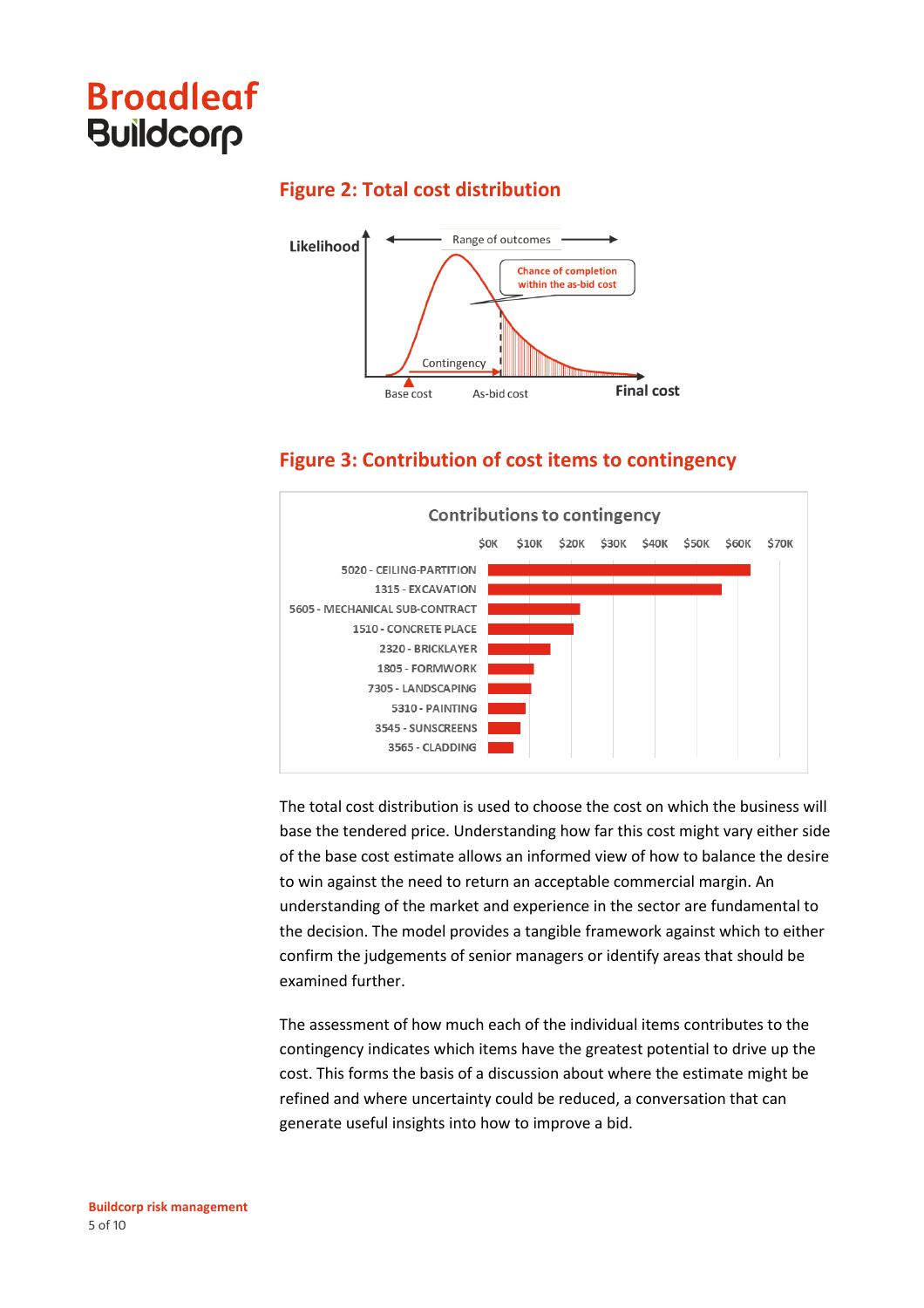## Figure 2: Total cost distribution

## Figure 3: Contribution of cost items to contingency

The total cost distribution is used to choose the cost on which the business will base the tendered price. Understanding how far this cost might vary either side of the base cost estimate allows an informed view of how to balance the desire to win against the need to return an acceptable commercial margin. An understanding of the market and experience in the sector are fundamental to the decision. The model provides a tangible framework against which to either confirm the judgements of senior managers or identify areas that should be examined further.

The assessment of how much each of the individual items contributes to the contingency indicates which items have the greatest potential to drive up the cost. This forms the basis of a discussion about where the estimate might be refined and where uncertainty could be reduced, a conversation that can generate useful insights into how to improve a bid.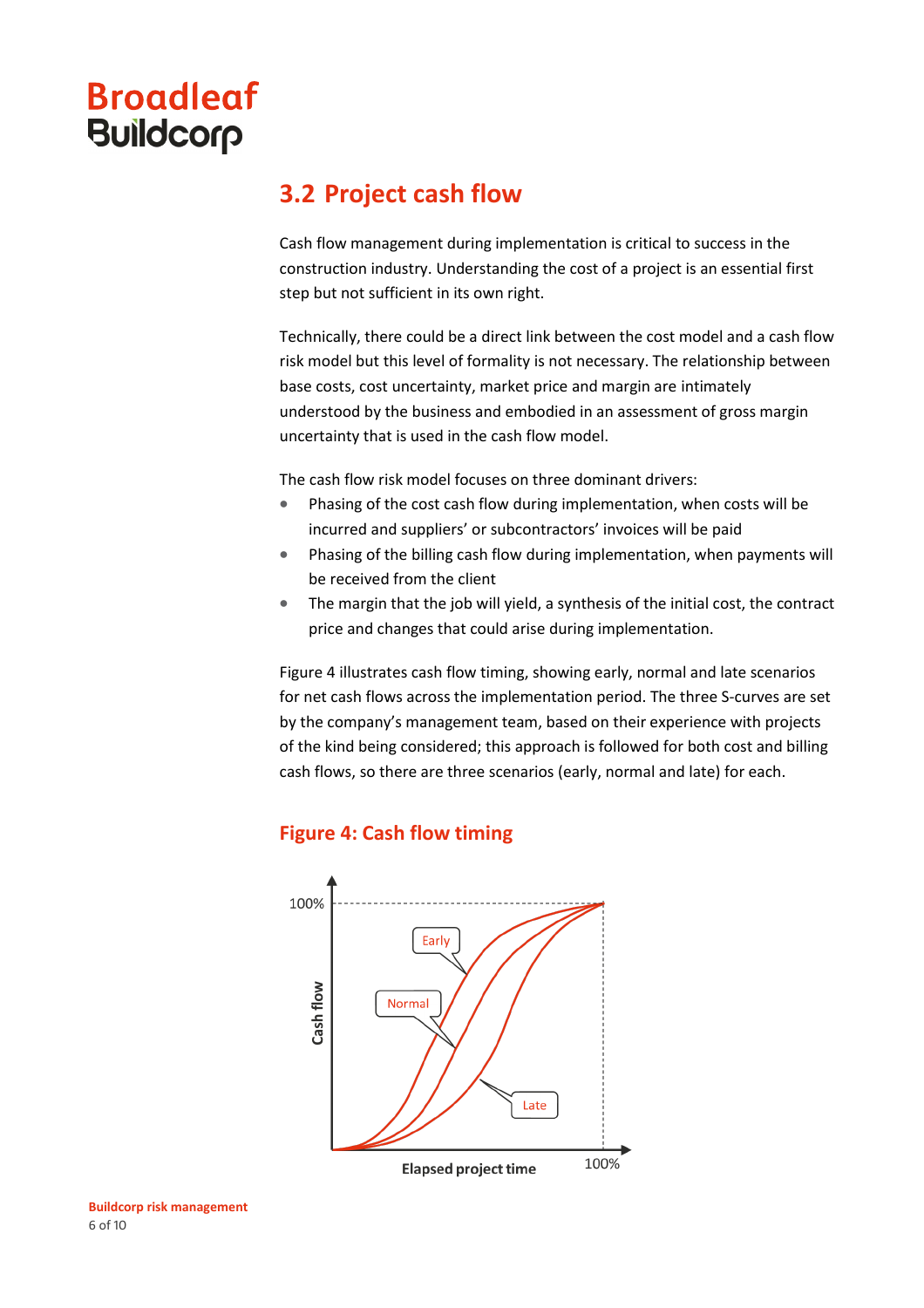## 3.2 Project cash flow

Cash flow management during implementation is critical to success in the construction industry. Understanding the cost of a project is an essential first step but not sufficient in its own right.

Technically, there could be a direct link between the cost model and a cash flow risk model but this level of formality is not necessary. The relationship between base costs, cost uncertainty, market price and margin are intimately understood by the business and embodied in an assessment of gross margin uncertainty that is used in the cash flow model.

The cash flow risk model focuses on three dominant drivers:

- Phasing of the cost cash flow during implementation, when costs will be incurred and suppliers' or subcontractors' invoices will be paid
- Phasing of the billing cash flow during implementation, when payments will be received from the client
- The margin that the job will yield, a synthesis of the initial cost, the contract price and changes that could arise during implementation.

Figure 4 illustrates cash flow timing, showing early, normal and late scenarios for net cash flows across the implementation period. The three S-curves are set by the company's management team, based on their experience with projects of the kind being considered; this approach is followed for both cost and billing cash flows, so there are three scenarios (early, normal and late) for each.

### Figure 4: Cash flow timing

100%

Early

Normal

Late

Cash flow

Elapsed project time

100%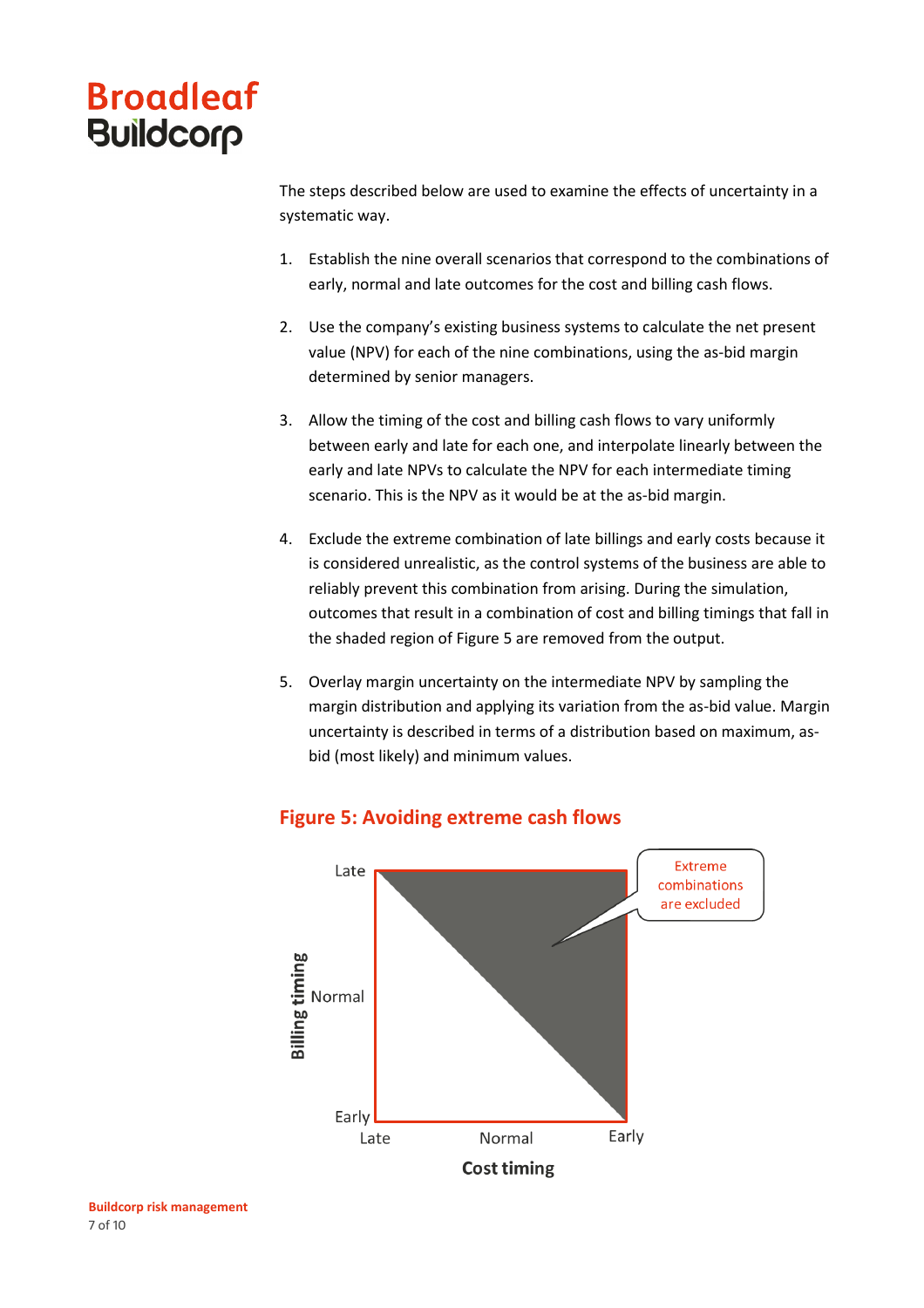The steps described below are used to examine the effects of uncertainty in a systematic way.

1. Establish the nine overall scenarios that correspond to the combinations of early, normal and late outcomes for the cost and billing cash flows.

2. Use the company's existing business systems to calculate the net present value (NPV) for each of the nine combinations, using the as-bid margin determined by senior managers.

3. Allow the timing of the cost and billing cash flows to vary uniformly between early and late for each one, and interpolate linearly between the early and late NPVs to calculate the NPV for each intermediate timing scenario. This is the NPV as it would be at the as-bid margin.

4. Exclude the extreme combination of late billings and early costs because it is considered unrealistic, as the control systems of the business are able to reliably prevent this combination from arising. During the simulation, outcomes that result in a combination of cost and billing timings that fall in the shaded region of Figure 5 are removed from the output.

5. Overlay margin uncertainty on the intermediate NPV by sampling the margin distribution and applying its variation from the as-bid value. Margin uncertainty is described in terms of a distribution based on maximum, as-bid (most likely) and minimum values.

## Figure 5: Avoiding extreme cash flows

Extreme combinations are excluded

Billing timing: Late, Normal, Early

Cost timing: Late, Normal, Early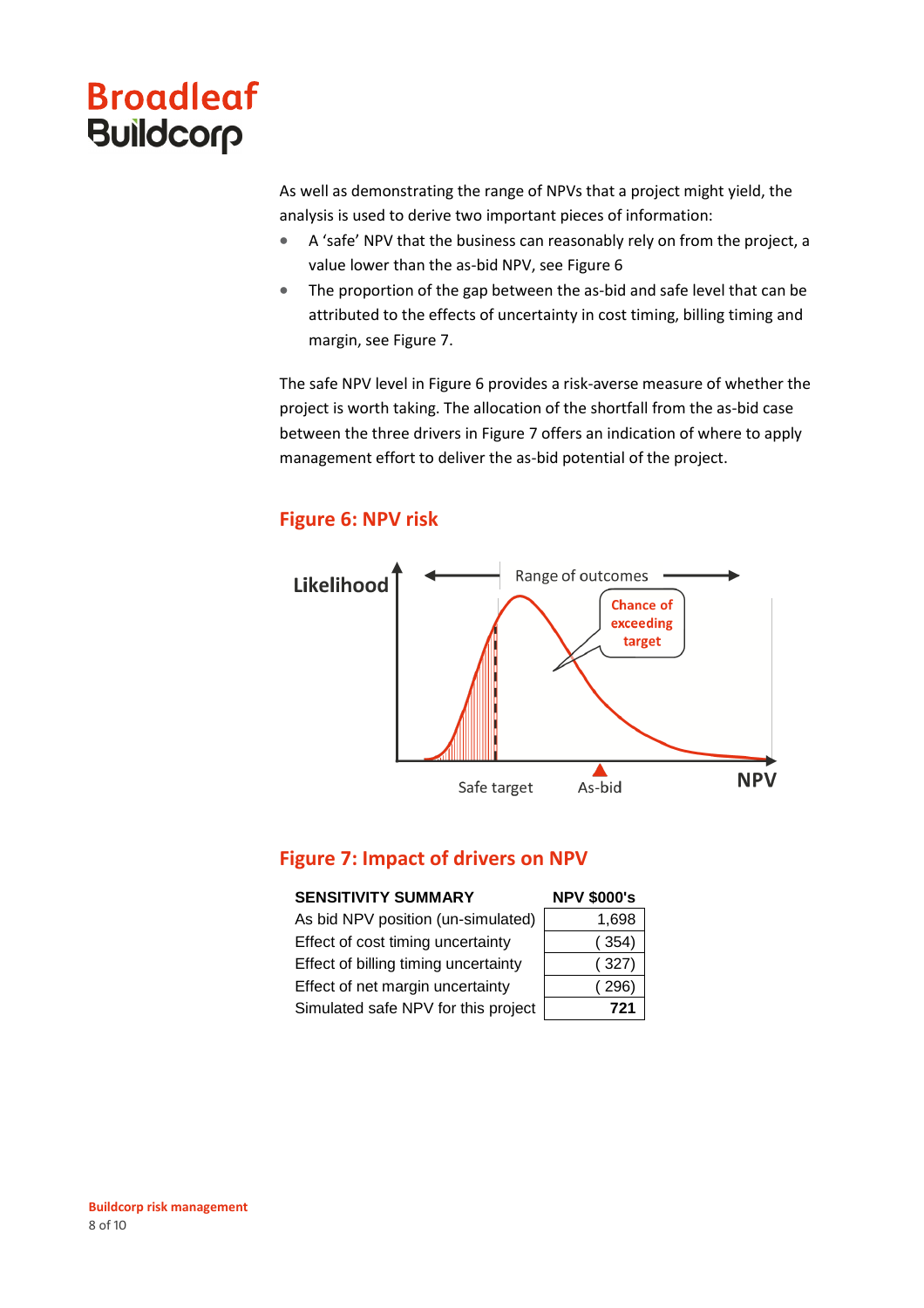As well as demonstrating the range of NPVs that a project might yield, the analysis is used to derive two important pieces of information:

- A 'safe' NPV that the business can reasonably rely on from the project, a value lower than the as-bid NPV, see Figure 6
- The proportion of the gap between the as-bid and safe level that can be attributed to the effects of uncertainty in cost timing, billing timing and margin, see Figure 7.

The safe NPV level in Figure 6 provides a risk-averse measure of whether the project is worth taking. The allocation of the shortfall from the as-bid case between the three drivers in Figure 7 offers an indication of where to apply management effort to deliver the as-bid potential of the project.

## Figure 6: NPV risk

Likelihood

Range of outcomes

Chance of exceeding target

Safe target

As-bid

NPV

## Figure 7: Impact of drivers on NPV

| SENSITIVITY SUMMARY | NPV $000's |
|---|---|
| As bid NPV position (un-simulated) | 1,698 |
| Effect of cost timing uncertainty | ( 354) |
| Effect of billing timing uncertainty | ( 327) |
| Effect of net margin uncertainty | ( 296) |
| Simulated safe NPV for this project | **721** |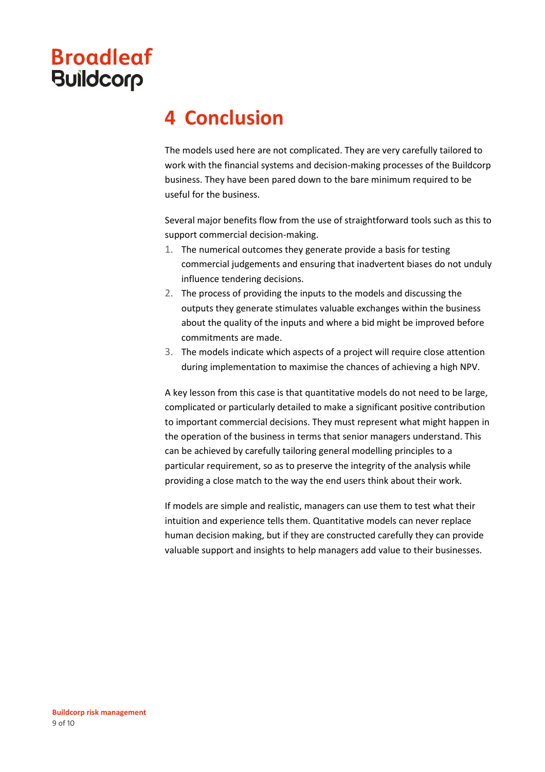# 4 Conclusion

The models used here are not complicated. They are very carefully tailored to work with the financial systems and decision-making processes of the Buildcorp business. They have been pared down to the bare minimum required to be useful for the business.

Several major benefits flow from the use of straightforward tools such as this to support commercial decision-making.

1. The numerical outcomes they generate provide a basis for testing commercial judgements and ensuring that inadvertent biases do not unduly influence tendering decisions.
2. The process of providing the inputs to the models and discussing the outputs they generate stimulates valuable exchanges within the business about the quality of the inputs and where a bid might be improved before commitments are made.
3. The models indicate which aspects of a project will require close attention during implementation to maximise the chances of achieving a high NPV.

A key lesson from this case is that quantitative models do not need to be large, complicated or particularly detailed to make a significant positive contribution to important commercial decisions. They must represent what might happen in the operation of the business in terms that senior managers understand. This can be achieved by carefully tailoring general modelling principles to a particular requirement, so as to preserve the integrity of the analysis while providing a close match to the way the end users think about their work.

If models are simple and realistic, managers can use them to test what their intuition and experience tells them. Quantitative models can never replace human decision making, but if they are constructed carefully they can provide valuable support and insights to help managers add value to their businesses.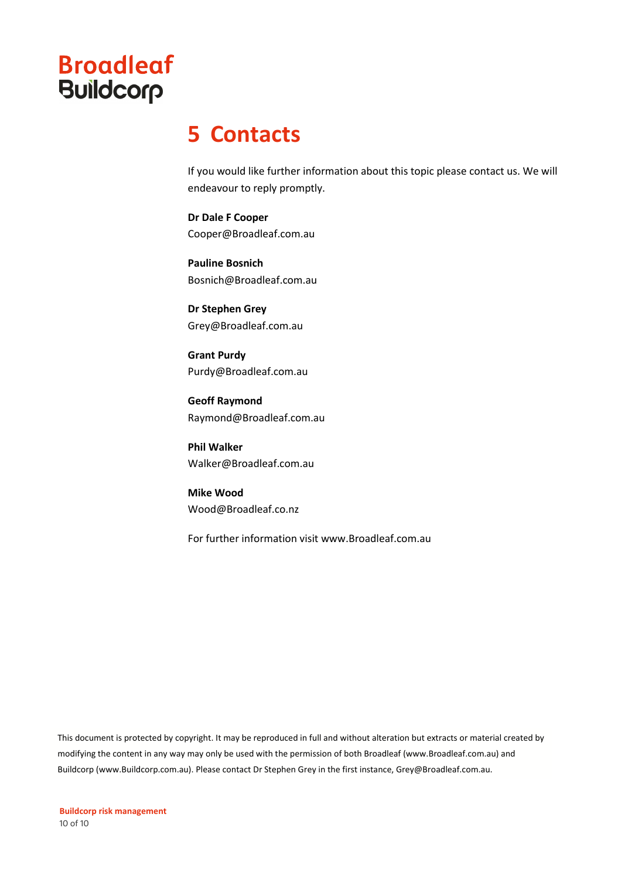# 5 Contacts

If you would like further information about this topic please contact us. We will endeavour to reply promptly.

**Dr Dale F Cooper**
Cooper@Broadleaf.com.au

**Pauline Bosnich**
Bosnich@Broadleaf.com.au

**Dr Stephen Grey**
Grey@Broadleaf.com.au

**Grant Purdy**
Purdy@Broadleaf.com.au

**Geoff Raymond**
Raymond@Broadleaf.com.au

**Phil Walker**
Walker@Broadleaf.com.au

**Mike Wood**
Wood@Broadleaf.co.nz

For further information visit www.Broadleaf.com.au

This document is protected by copyright. It may be reproduced in full and without alteration but extracts or material created by modifying the content in any way may only be used with the permission of both Broadleaf (www.Broadleaf.com.au) and Buildcorp (www.Buildcorp.com.au). Please contact Dr Stephen Grey in the first instance, Grey@Broadleaf.com.au.